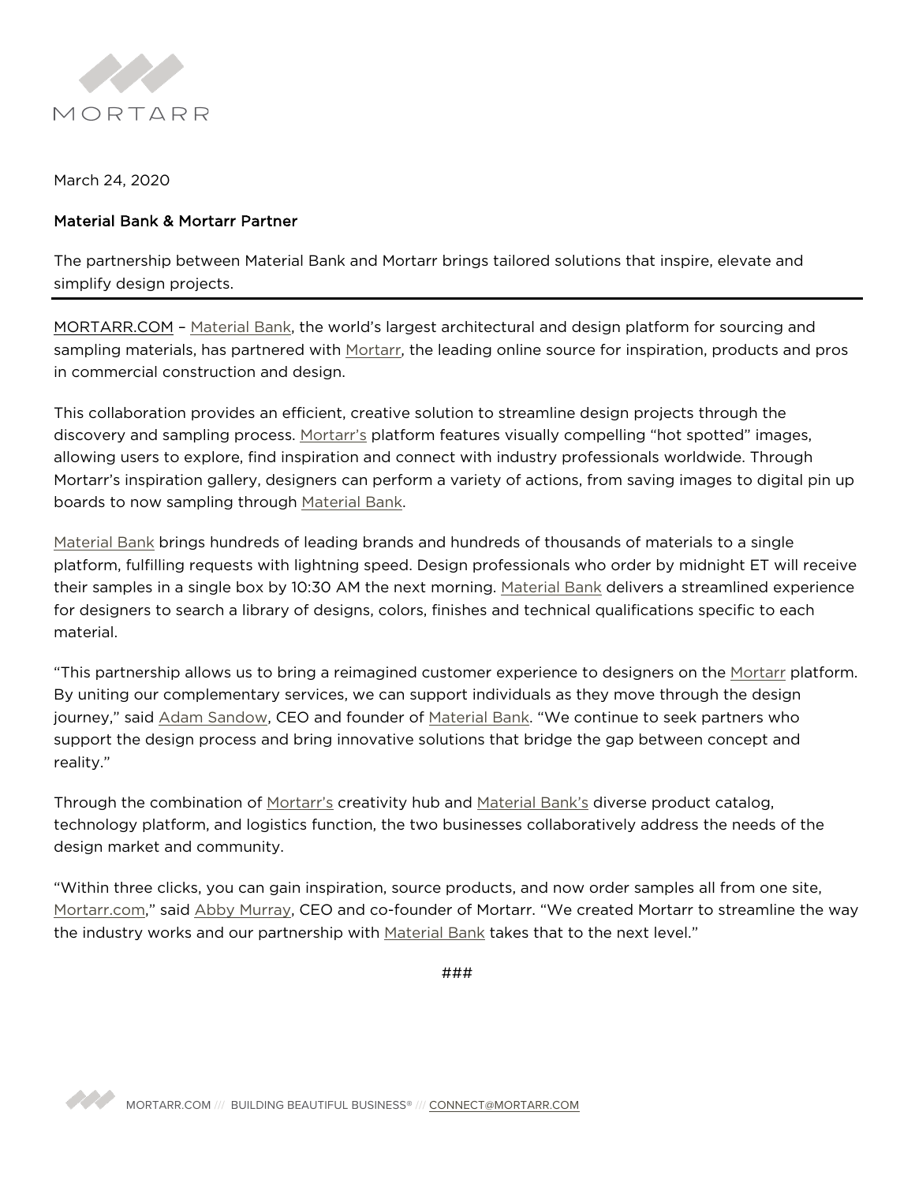MORTARR

March 24, 2020

## Material Bank & Mortarr Partner

The partnership between Material Bank and Mortarr brings tailored solutions that inspire, elevate and simplify design projects.

---

MORTARR.COM – Material Bank, the world's largest architectural and design platform for sourcing and sampling materials, has partnered with Mortarr, the leading online source for inspiration, products and pros in commercial construction and design.

This collaboration provides an efficient, creative solution to streamline design projects through the discovery and sampling process. Mortarr's platform features visually compelling "hot spotted" images, allowing users to explore, find inspiration and connect with industry professionals worldwide. Through Mortarr's inspiration gallery, designers can perform a variety of actions, from saving images to digital pin up boards to now sampling through Material Bank.

Material Bank brings hundreds of leading brands and hundreds of thousands of materials to a single platform, fulfilling requests with lightning speed. Design professionals who order by midnight ET will receive their samples in a single box by 10:30 AM the next morning. Material Bank delivers a streamlined experience for designers to search a library of designs, colors, finishes and technical qualifications specific to each material.

"This partnership allows us to bring a reimagined customer experience to designers on the Mortarr platform. By uniting our complementary services, we can support individuals as they move through the design journey," said Adam Sandow, CEO and founder of Material Bank. "We continue to seek partners who support the design process and bring innovative solutions that bridge the gap between concept and reality."

Through the combination of Mortarr's creativity hub and Material Bank's diverse product catalog, technology platform, and logistics function, the two businesses collaboratively address the needs of the design market and community.

"Within three clicks, you can gain inspiration, source products, and now order samples all from one site, Mortarr.com," said Abby Murray, CEO and co-founder of Mortarr. "We created Mortarr to streamline the way the industry works and our partnership with Material Bank takes that to the next level."

###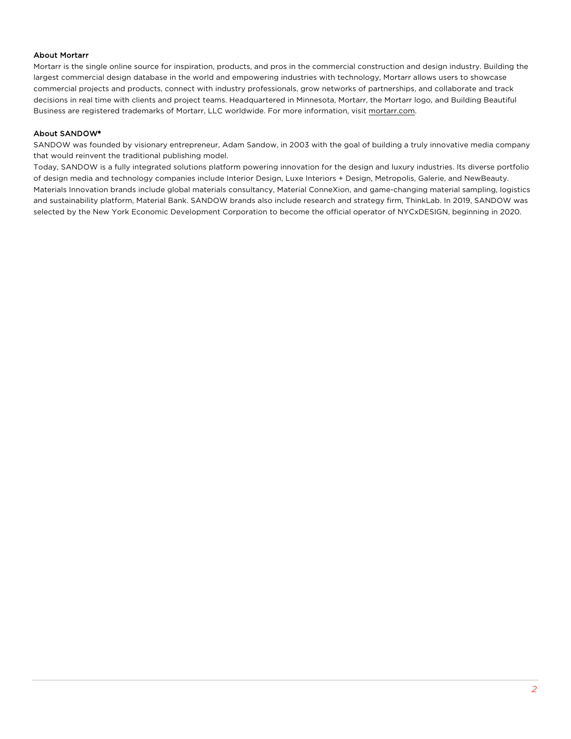**About Mortarr**

Mortarr is the single online source for inspiration, products, and pros in the commercial construction and design industry. Building the largest commercial design database in the world and empowering industries with technology, Mortarr allows users to showcase commercial projects and products, connect with industry professionals, grow networks of partnerships, and collaborate and track decisions in real time with clients and project teams. Headquartered in Minnesota, Mortarr, the Mortarr logo, and Building Beautiful Business are registered trademarks of Mortarr, LLC worldwide. For more information, visit mortarr.com.

**About SANDOW®**

SANDOW was founded by visionary entrepreneur, Adam Sandow, in 2003 with the goal of building a truly innovative media company that would reinvent the traditional publishing model.

Today, SANDOW is a fully integrated solutions platform powering innovation for the design and luxury industries. Its diverse portfolio of design media and technology companies include Interior Design, Luxe Interiors + Design, Metropolis, Galerie, and NewBeauty. Materials Innovation brands include global materials consultancy, Material ConneXion, and game-changing material sampling, logistics and sustainability platform, Material Bank. SANDOW brands also include research and strategy firm, ThinkLab. In 2019, SANDOW was selected by the New York Economic Development Corporation to become the official operator of NYCxDESIGN, beginning in 2020.